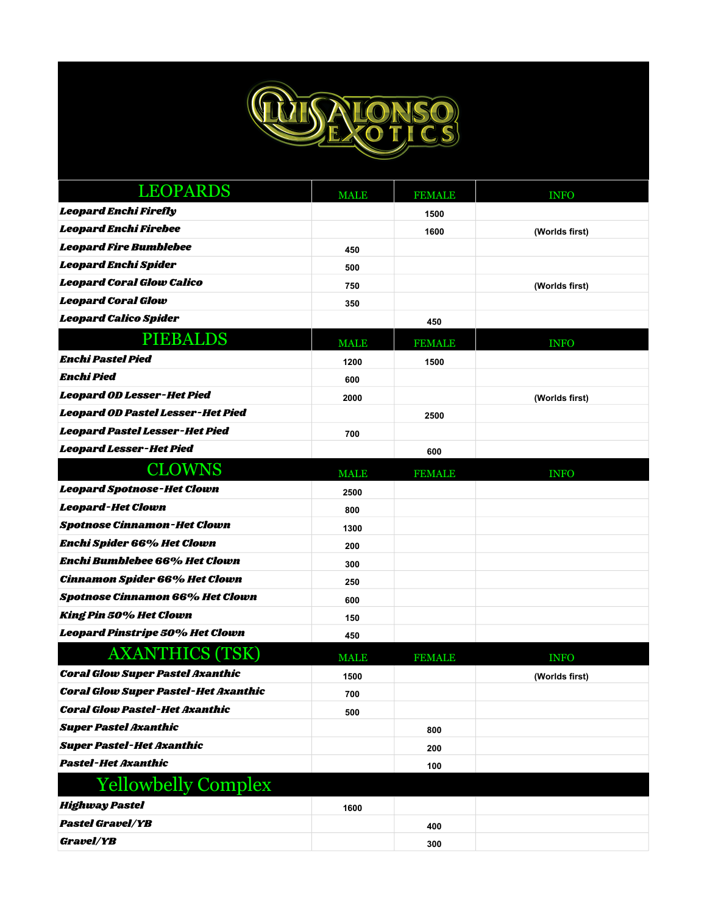# LUIS ALONSO EXOTICS

| LEOPARDS | MALE | FEMALE | INFO |
| --- | --- | --- | --- |
| ***Leopard Enchi Firefly*** | | 1500 | |
| ***Leopard Enchi Firebee*** | | 1600 | (Worlds first) |
| ***Leopard Fire Bumblebee*** | 450 | | |
| ***Leopard Enchi Spider*** | 500 | | |
| ***Leopard Coral Glow Calico*** | 750 | | (Worlds first) |
| ***Leopard Coral Glow*** | 350 | | |
| ***Leopard Calico Spider*** | | 450 | |

| PIEBALDS | MALE | FEMALE | INFO |
| --- | --- | --- | --- |
| ***Enchi Pastel Pied*** | 1200 | 1500 | |
| ***Enchi Pied*** | 600 | | |
| ***Leopard OD Lesser-Het Pied*** | 2000 | | (Worlds first) |
| ***Leopard OD Pastel Lesser-Het Pied*** | | 2500 | |
| ***Leopard Pastel Lesser-Het Pied*** | 700 | | |
| ***Leopard Lesser-Het Pied*** | | 600 | |

| CLOWNS | MALE | FEMALE | INFO |
| --- | --- | --- | --- |
| ***Leopard Spotnose-Het Clown*** | 2500 | | |
| ***Leopard-Het Clown*** | 800 | | |
| ***Spotnose Cinnamon-Het Clown*** | 1300 | | |
| ***Enchi Spider 66% Het Clown*** | 200 | | |
| ***Enchi Bumblebee 66% Het Clown*** | 300 | | |
| ***Cinnamon Spider 66% Het Clown*** | 250 | | |
| ***Spotnose Cinnamon 66% Het Clown*** | 600 | | |
| ***King Pin 50% Het Clown*** | 150 | | |
| ***Leopard Pinstripe 50% Het Clown*** | 450 | | |

| AXANTHICS (TSK) | MALE | FEMALE | INFO |
| --- | --- | --- | --- |
| ***Coral Glow Super Pastel Axanthic*** | 1500 | | (Worlds first) |
| ***Coral Glow Super Pastel-Het Axanthic*** | 700 | | |
| ***Coral Glow Pastel-Het Axanthic*** | 500 | | |
| ***Super Pastel Axanthic*** | | 800 | |
| ***Super Pastel-Het Axanthic*** | | 200 | |
| ***Pastel-Het Axanthic*** | | 100 | |

| Yellowbelly Complex | | | |
| --- | --- | --- | --- |
| ***Highway Pastel*** | 1600 | | |
| ***Pastel Gravel/YB*** | | 400 | |
| ***Gravel/YB*** | | 300 | |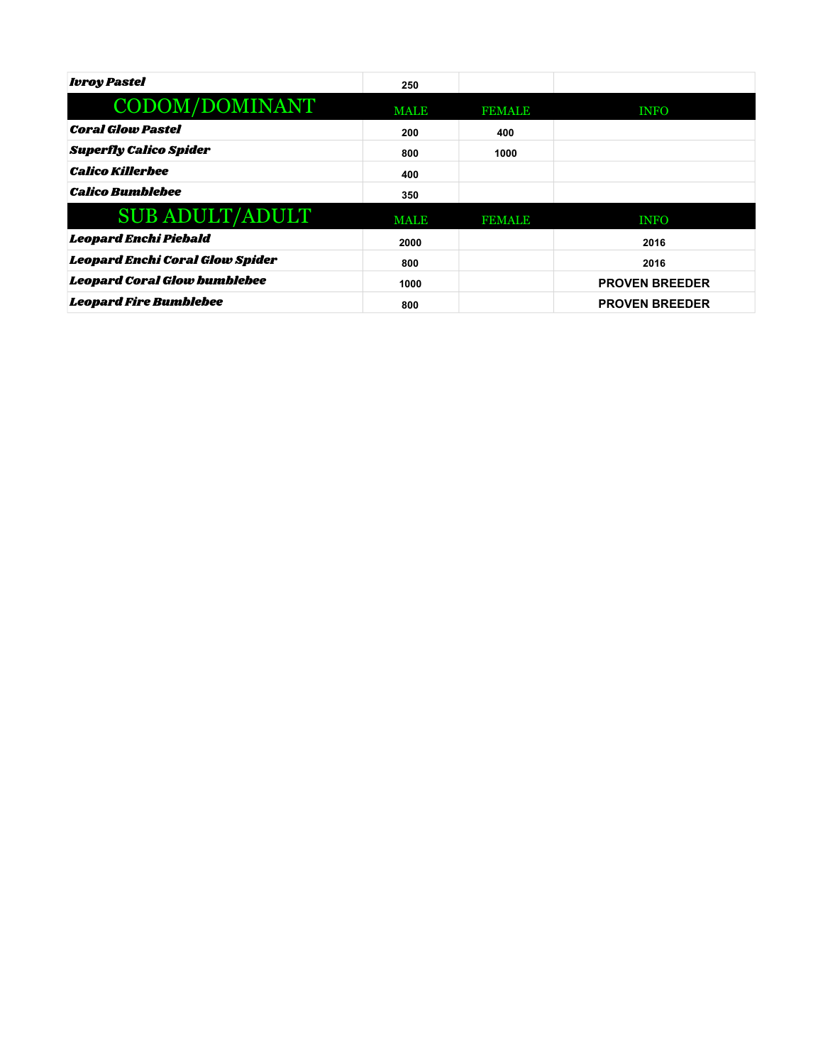| | | | |
|---|---|---|---|
| ***Ivroy Pastel*** | 250 | | |
| **CODOM/DOMINANT** | **MALE** | **FEMALE** | **INFO** |
| ***Coral Glow Pastel*** | 200 | 400 | |
| ***Superfly Calico Spider*** | 800 | 1000 | |
| ***Calico Killerbee*** | 400 | | |
| ***Calico Bumblebee*** | 350 | | |
| **SUB ADULT/ADULT** | **MALE** | **FEMALE** | **INFO** |
| ***Leopard Enchi Piebald*** | 2000 | | 2016 |
| ***Leopard Enchi Coral Glow Spider*** | 800 | | 2016 |
| ***Leopard Coral Glow bumblebee*** | 1000 | | PROVEN BREEDER |
| ***Leopard Fire Bumblebee*** | 800 | | PROVEN BREEDER |